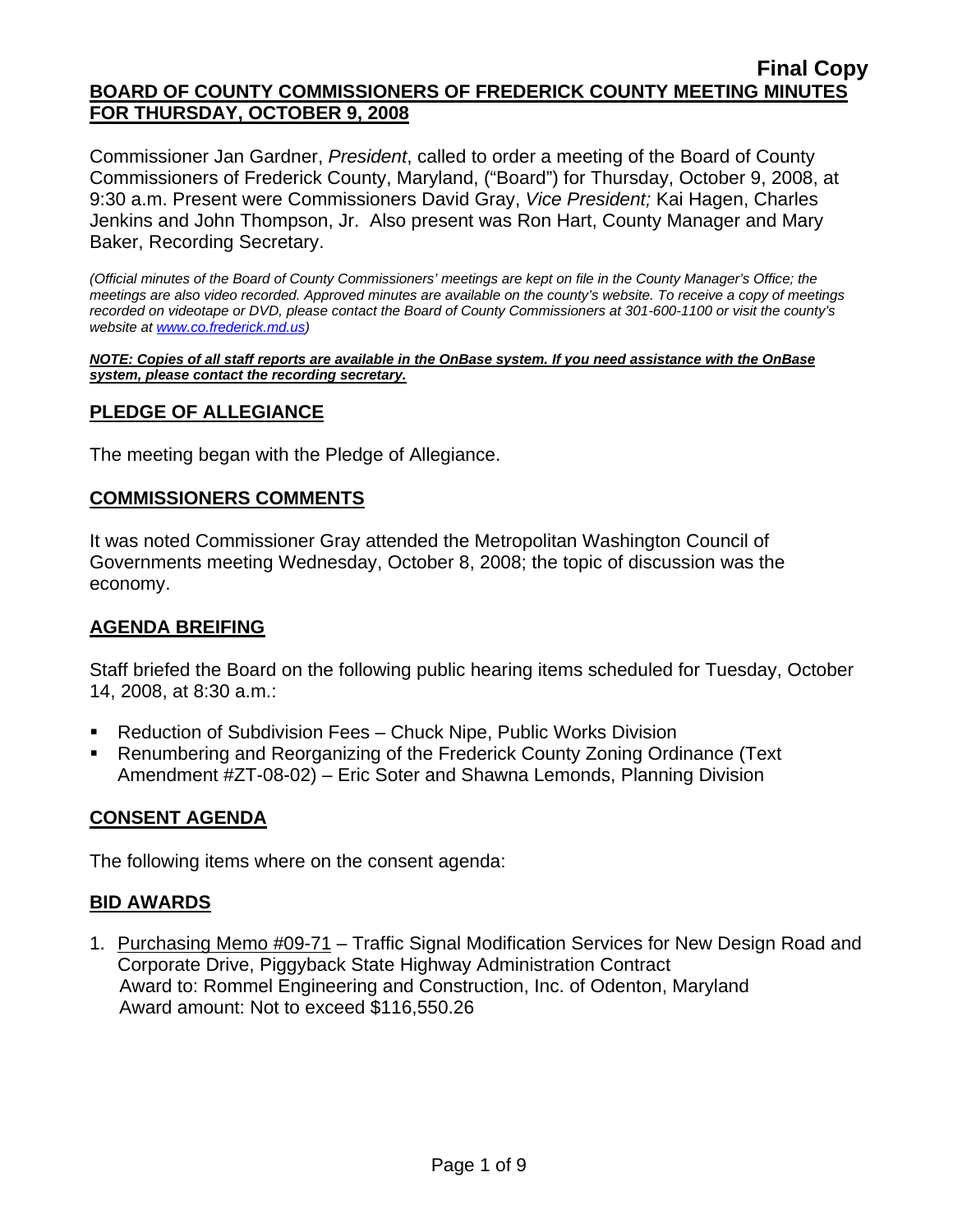**Final Copy**

## BOARD OF COUNTY COMMISSIONERS OF FREDERICK COUNTY MEETING MINUTES FOR THURSDAY, OCTOBER 9, 2008

Commissioner Jan Gardner, *President*, called to order a meeting of the Board of County Commissioners of Frederick County, Maryland, ("Board") for Thursday, October 9, 2008, at 9:30 a.m. Present were Commissioners David Gray, *Vice President;* Kai Hagen, Charles Jenkins and John Thompson, Jr. Also present was Ron Hart, County Manager and Mary Baker, Recording Secretary.

*(Official minutes of the Board of County Commissioners' meetings are kept on file in the County Manager's Office; the meetings are also video recorded. Approved minutes are available on the county's website. To receive a copy of meetings recorded on videotape or DVD, please contact the Board of County Commissioners at 301-600-1100 or visit the county's website at www.co.frederick.md.us)*

***NOTE: Copies of all staff reports are available in the OnBase system. If you need assistance with the OnBase system, please contact the recording secretary.***

## PLEDGE OF ALLEGIANCE

The meeting began with the Pledge of Allegiance.

## COMMISSIONERS COMMENTS

It was noted Commissioner Gray attended the Metropolitan Washington Council of Governments meeting Wednesday, October 8, 2008; the topic of discussion was the economy.

## AGENDA BREIFING

Staff briefed the Board on the following public hearing items scheduled for Tuesday, October 14, 2008, at 8:30 a.m.:

- Reduction of Subdivision Fees – Chuck Nipe, Public Works Division
- Renumbering and Reorganizing of the Frederick County Zoning Ordinance (Text Amendment #ZT-08-02) – Eric Soter and Shawna Lemonds, Planning Division

## CONSENT AGENDA

The following items where on the consent agenda:

## BID AWARDS

1. Purchasing Memo #09-71 – Traffic Signal Modification Services for New Design Road and Corporate Drive, Piggyback State Highway Administration Contract
   Award to: Rommel Engineering and Construction, Inc. of Odenton, Maryland
   Award amount: Not to exceed $116,550.26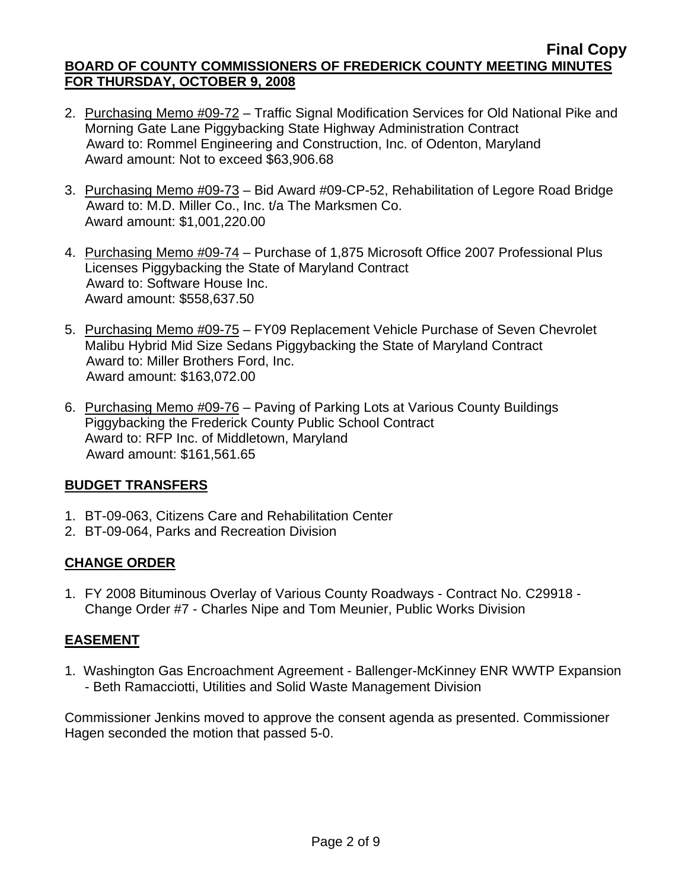2. Purchasing Memo #09-72 – Traffic Signal Modification Services for Old National Pike and Morning Gate Lane Piggybacking State Highway Administration Contract
   Award to: Rommel Engineering and Construction, Inc. of Odenton, Maryland
   Award amount: Not to exceed $63,906.68

3. Purchasing Memo #09-73 – Bid Award #09-CP-52, Rehabilitation of Legore Road Bridge
   Award to: M.D. Miller Co., Inc. t/a The Marksmen Co.
   Award amount: $1,001,220.00

4. Purchasing Memo #09-74 – Purchase of 1,875 Microsoft Office 2007 Professional Plus Licenses Piggybacking the State of Maryland Contract
   Award to: Software House Inc.
   Award amount: $558,637.50

5. Purchasing Memo #09-75 – FY09 Replacement Vehicle Purchase of Seven Chevrolet Malibu Hybrid Mid Size Sedans Piggybacking the State of Maryland Contract
   Award to: Miller Brothers Ford, Inc.
   Award amount: $163,072.00

6. Purchasing Memo #09-76 – Paving of Parking Lots at Various County Buildings Piggybacking the Frederick County Public School Contract
   Award to: RFP Inc. of Middletown, Maryland
   Award amount: $161,561.65

## BUDGET TRANSFERS

1. BT-09-063, Citizens Care and Rehabilitation Center
2. BT-09-064, Parks and Recreation Division

## CHANGE ORDER

1. FY 2008 Bituminous Overlay of Various County Roadways - Contract No. C29918 - Change Order #7 - Charles Nipe and Tom Meunier, Public Works Division

## EASEMENT

1. Washington Gas Encroachment Agreement - Ballenger-McKinney ENR WWTP Expansion - Beth Ramacciotti, Utilities and Solid Waste Management Division

Commissioner Jenkins moved to approve the consent agenda as presented. Commissioner Hagen seconded the motion that passed 5-0.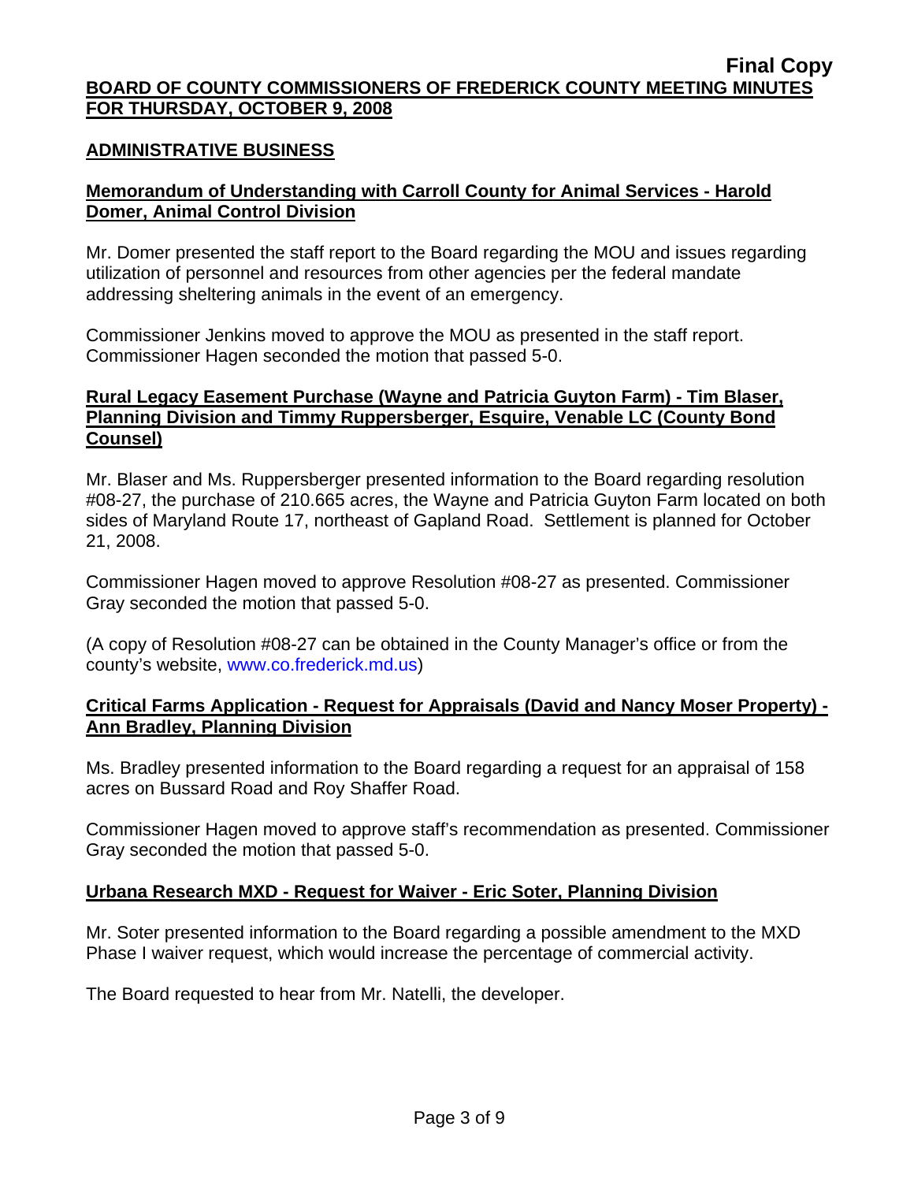**Final Copy**

**BOARD OF COUNTY COMMISSIONERS OF FREDERICK COUNTY MEETING MINUTES FOR THURSDAY, OCTOBER 9, 2008**

## ADMINISTRATIVE BUSINESS

### Memorandum of Understanding with Carroll County for Animal Services - Harold Domer, Animal Control Division

Mr. Domer presented the staff report to the Board regarding the MOU and issues regarding utilization of personnel and resources from other agencies per the federal mandate addressing sheltering animals in the event of an emergency.

Commissioner Jenkins moved to approve the MOU as presented in the staff report. Commissioner Hagen seconded the motion that passed 5-0.

### Rural Legacy Easement Purchase (Wayne and Patricia Guyton Farm) - Tim Blaser, Planning Division and Timmy Ruppersberger, Esquire, Venable LC (County Bond Counsel)

Mr. Blaser and Ms. Ruppersberger presented information to the Board regarding resolution #08-27, the purchase of 210.665 acres, the Wayne and Patricia Guyton Farm located on both sides of Maryland Route 17, northeast of Gapland Road. Settlement is planned for October 21, 2008.

Commissioner Hagen moved to approve Resolution #08-27 as presented. Commissioner Gray seconded the motion that passed 5-0.

(A copy of Resolution #08-27 can be obtained in the County Manager's office or from the county's website, www.co.frederick.md.us)

### Critical Farms Application - Request for Appraisals (David and Nancy Moser Property) - Ann Bradley, Planning Division

Ms. Bradley presented information to the Board regarding a request for an appraisal of 158 acres on Bussard Road and Roy Shaffer Road.

Commissioner Hagen moved to approve staff's recommendation as presented. Commissioner Gray seconded the motion that passed 5-0.

### Urbana Research MXD - Request for Waiver - Eric Soter, Planning Division

Mr. Soter presented information to the Board regarding a possible amendment to the MXD Phase I waiver request, which would increase the percentage of commercial activity.

The Board requested to hear from Mr. Natelli, the developer.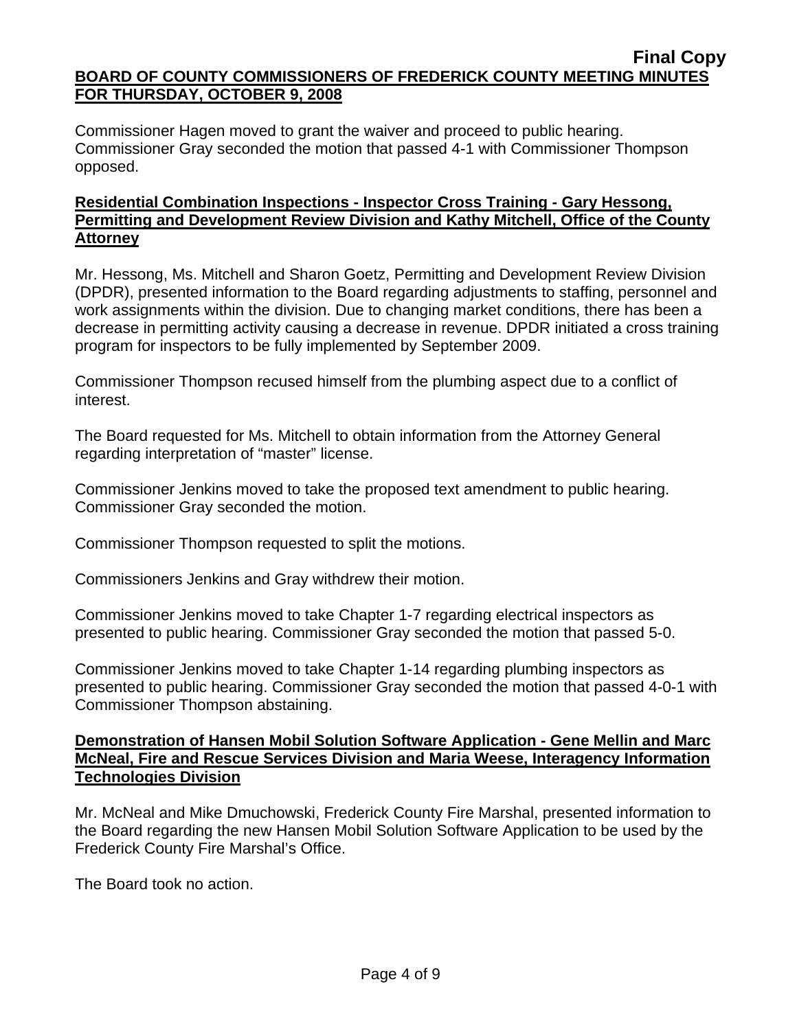Commissioner Hagen moved to grant the waiver and proceed to public hearing. Commissioner Gray seconded the motion that passed 4-1 with Commissioner Thompson opposed.

**Residential Combination Inspections - Inspector Cross Training - Gary Hessong, Permitting and Development Review Division and Kathy Mitchell, Office of the County Attorney**

Mr. Hessong, Ms. Mitchell and Sharon Goetz, Permitting and Development Review Division (DPDR), presented information to the Board regarding adjustments to staffing, personnel and work assignments within the division. Due to changing market conditions, there has been a decrease in permitting activity causing a decrease in revenue. DPDR initiated a cross training program for inspectors to be fully implemented by September 2009.

Commissioner Thompson recused himself from the plumbing aspect due to a conflict of interest.

The Board requested for Ms. Mitchell to obtain information from the Attorney General regarding interpretation of "master" license.

Commissioner Jenkins moved to take the proposed text amendment to public hearing. Commissioner Gray seconded the motion.

Commissioner Thompson requested to split the motions.

Commissioners Jenkins and Gray withdrew their motion.

Commissioner Jenkins moved to take Chapter 1-7 regarding electrical inspectors as presented to public hearing. Commissioner Gray seconded the motion that passed 5-0.

Commissioner Jenkins moved to take Chapter 1-14 regarding plumbing inspectors as presented to public hearing. Commissioner Gray seconded the motion that passed 4-0-1 with Commissioner Thompson abstaining.

**Demonstration of Hansen Mobil Solution Software Application - Gene Mellin and Marc McNeal, Fire and Rescue Services Division and Maria Weese, Interagency Information Technologies Division**

Mr. McNeal and Mike Dmuchowski, Frederick County Fire Marshal, presented information to the Board regarding the new Hansen Mobil Solution Software Application to be used by the Frederick County Fire Marshal's Office.

The Board took no action.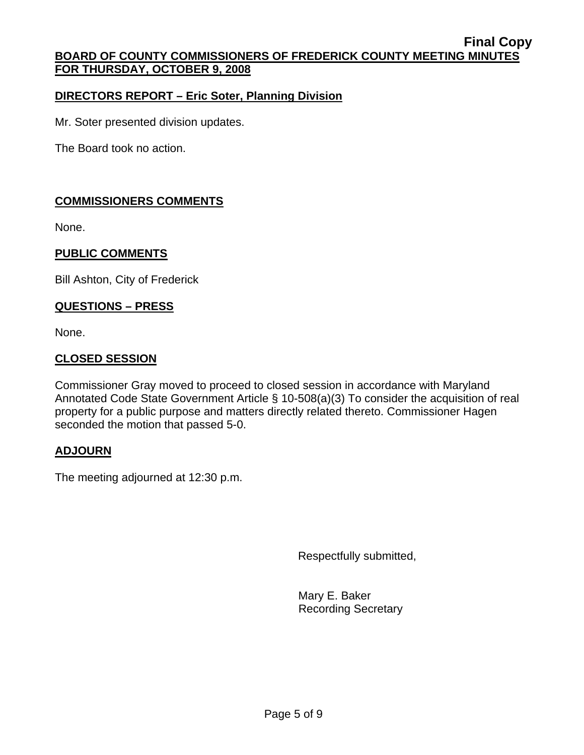**DIRECTORS REPORT – Eric Soter, Planning Division**

Mr. Soter presented division updates.

The Board took no action.

**COMMISSIONERS COMMENTS**

None.

**PUBLIC COMMENTS**

Bill Ashton, City of Frederick

**QUESTIONS – PRESS**

None.

**CLOSED SESSION**

Commissioner Gray moved to proceed to closed session in accordance with Maryland Annotated Code State Government Article § 10-508(a)(3) To consider the acquisition of real property for a public purpose and matters directly related thereto. Commissioner Hagen seconded the motion that passed 5-0.

**ADJOURN**

The meeting adjourned at 12:30 p.m.

Respectfully submitted,

Mary E. Baker
Recording Secretary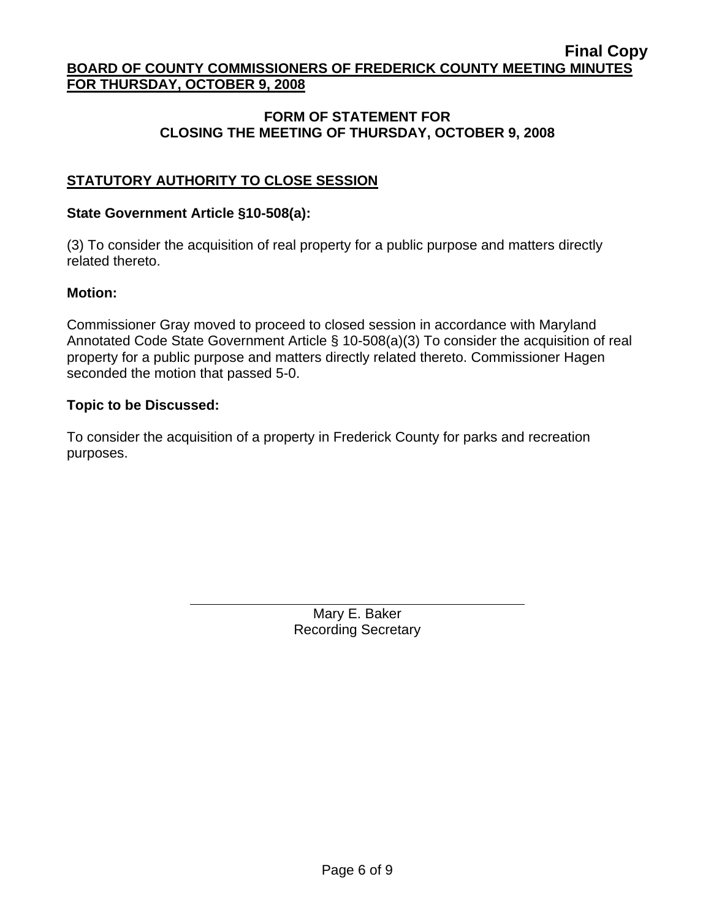**Final Copy**

**BOARD OF COUNTY COMMISSIONERS OF FREDERICK COUNTY MEETING MINUTES FOR THURSDAY, OCTOBER 9, 2008**

## FORM OF STATEMENT FOR CLOSING THE MEETING OF THURSDAY, OCTOBER 9, 2008

### STATUTORY AUTHORITY TO CLOSE SESSION

**State Government Article §10-508(a):**

(3) To consider the acquisition of real property for a public purpose and matters directly related thereto.

**Motion:**

Commissioner Gray moved to proceed to closed session in accordance with Maryland Annotated Code State Government Article § 10-508(a)(3) To consider the acquisition of real property for a public purpose and matters directly related thereto. Commissioner Hagen seconded the motion that passed 5-0.

**Topic to be Discussed:**

To consider the acquisition of a property in Frederick County for parks and recreation purposes.

Mary E. Baker
Recording Secretary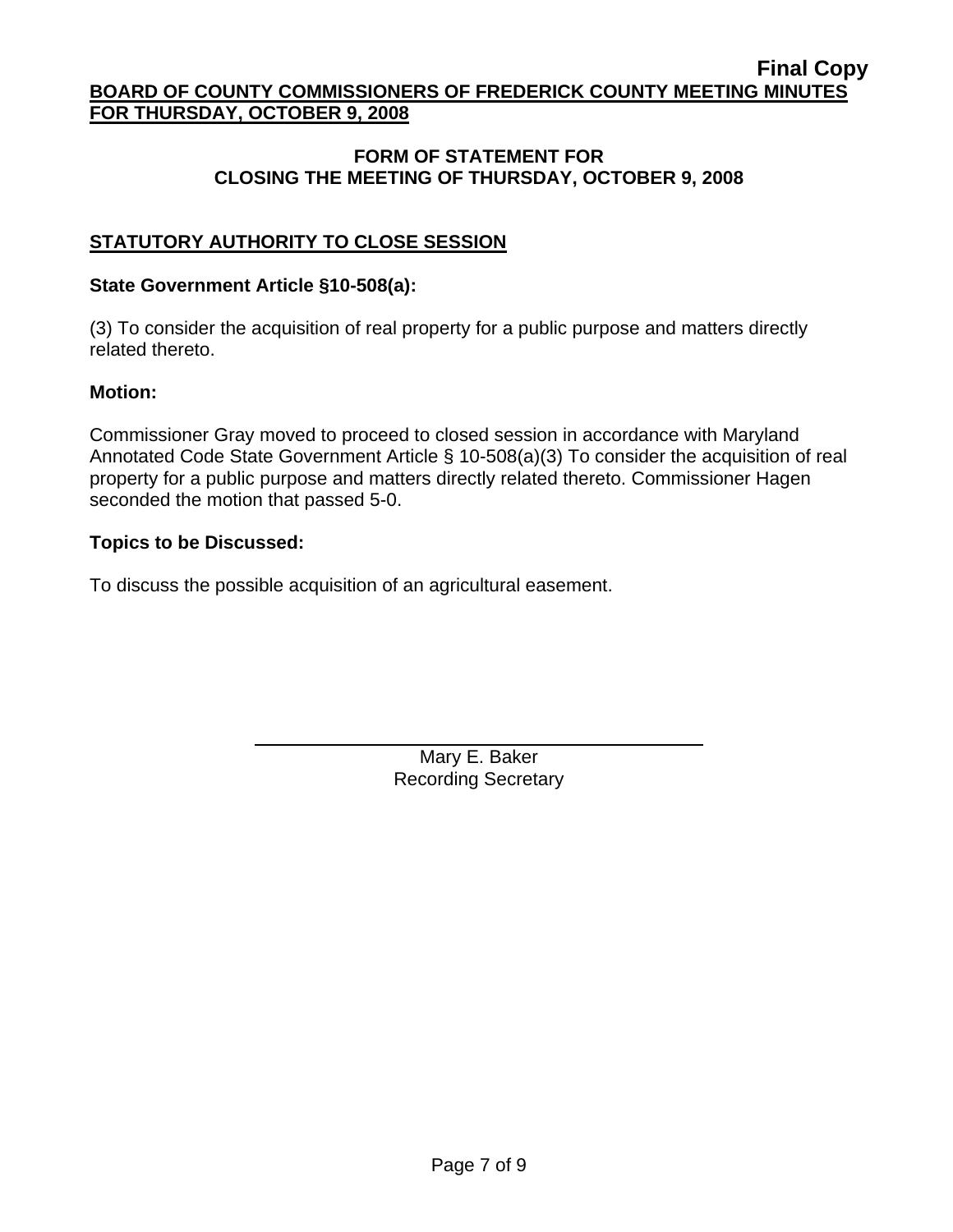**Final Copy**

**BOARD OF COUNTY COMMISSIONERS OF FREDERICK COUNTY MEETING MINUTES FOR THURSDAY, OCTOBER 9, 2008**

## FORM OF STATEMENT FOR CLOSING THE MEETING OF THURSDAY, OCTOBER 9, 2008

### STATUTORY AUTHORITY TO CLOSE SESSION

**State Government Article §10-508(a):**

(3) To consider the acquisition of real property for a public purpose and matters directly related thereto.

**Motion:**

Commissioner Gray moved to proceed to closed session in accordance with Maryland Annotated Code State Government Article § 10-508(a)(3) To consider the acquisition of real property for a public purpose and matters directly related thereto. Commissioner Hagen seconded the motion that passed 5-0.

**Topics to be Discussed:**

To discuss the possible acquisition of an agricultural easement.

Mary E. Baker
Recording Secretary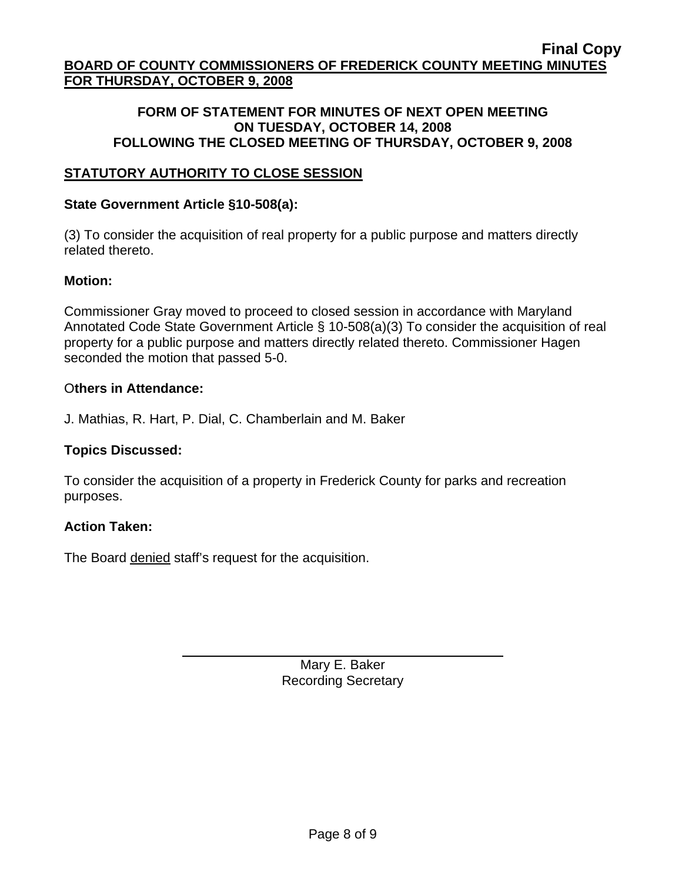**Final Copy**

**BOARD OF COUNTY COMMISSIONERS OF FREDERICK COUNTY MEETING MINUTES FOR THURSDAY, OCTOBER 9, 2008**

**FORM OF STATEMENT FOR MINUTES OF NEXT OPEN MEETING ON TUESDAY, OCTOBER 14, 2008 FOLLOWING THE CLOSED MEETING OF THURSDAY, OCTOBER 9, 2008**

## STATUTORY AUTHORITY TO CLOSE SESSION

**State Government Article §10-508(a):**

(3) To consider the acquisition of real property for a public purpose and matters directly related thereto.

**Motion:**

Commissioner Gray moved to proceed to closed session in accordance with Maryland Annotated Code State Government Article § 10-508(a)(3) To consider the acquisition of real property for a public purpose and matters directly related thereto. Commissioner Hagen seconded the motion that passed 5-0.

**Others in Attendance:**

J. Mathias, R. Hart, P. Dial, C. Chamberlain and M. Baker

**Topics Discussed:**

To consider the acquisition of a property in Frederick County for parks and recreation purposes.

**Action Taken:**

The Board denied staff's request for the acquisition.

Mary E. Baker
Recording Secretary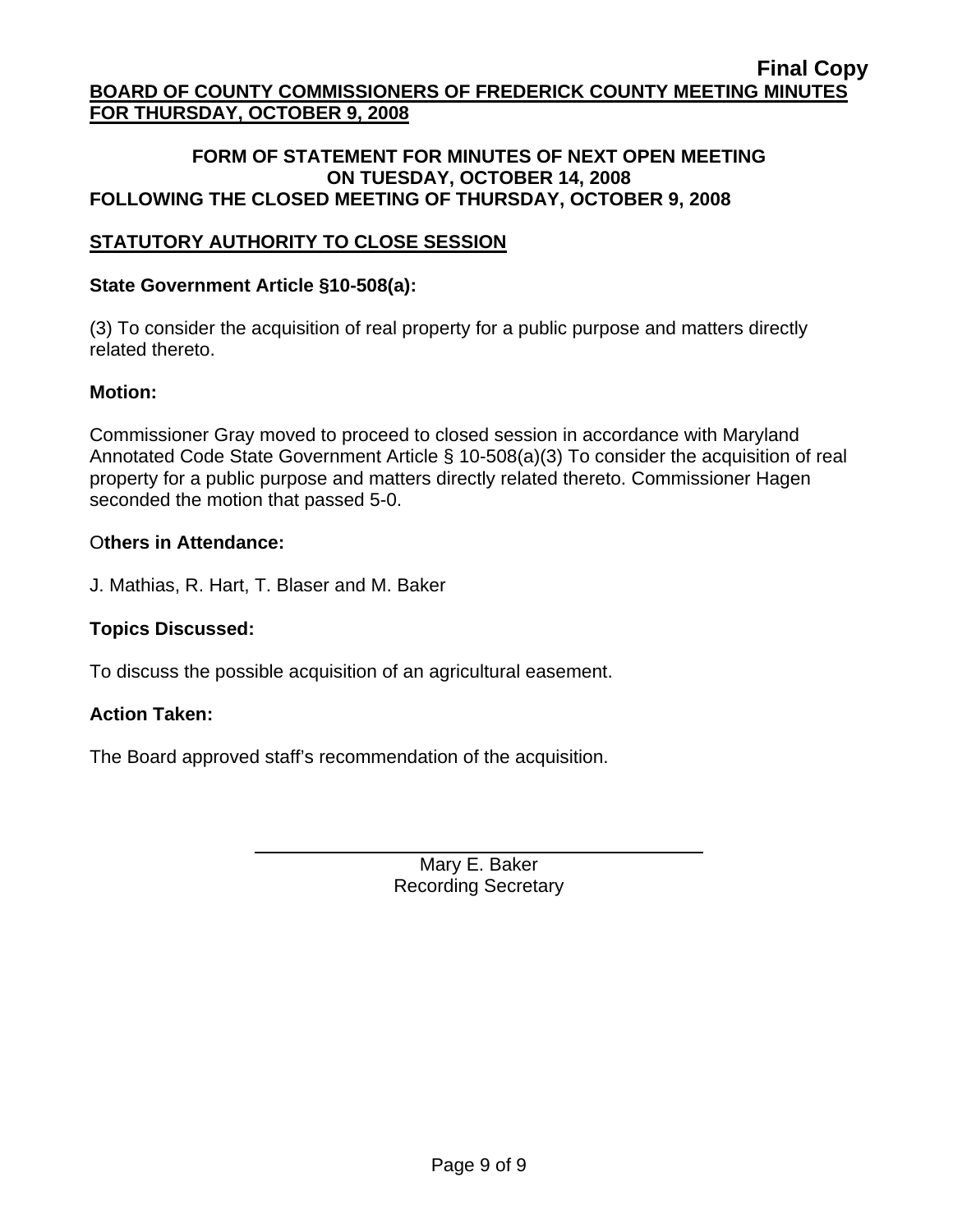**Final Copy**

**BOARD OF COUNTY COMMISSIONERS OF FREDERICK COUNTY MEETING MINUTES FOR THURSDAY, OCTOBER 9, 2008**

**FORM OF STATEMENT FOR MINUTES OF NEXT OPEN MEETING ON TUESDAY, OCTOBER 14, 2008 FOLLOWING THE CLOSED MEETING OF THURSDAY, OCTOBER 9, 2008**

## STATUTORY AUTHORITY TO CLOSE SESSION

**State Government Article §10-508(a):**

(3) To consider the acquisition of real property for a public purpose and matters directly related thereto.

**Motion:**

Commissioner Gray moved to proceed to closed session in accordance with Maryland Annotated Code State Government Article § 10-508(a)(3) To consider the acquisition of real property for a public purpose and matters directly related thereto. Commissioner Hagen seconded the motion that passed 5-0.

O**thers in Attendance:**

J. Mathias, R. Hart, T. Blaser and M. Baker

**Topics Discussed:**

To discuss the possible acquisition of an agricultural easement.

**Action Taken:**

The Board approved staff's recommendation of the acquisition.

Mary E. Baker
Recording Secretary